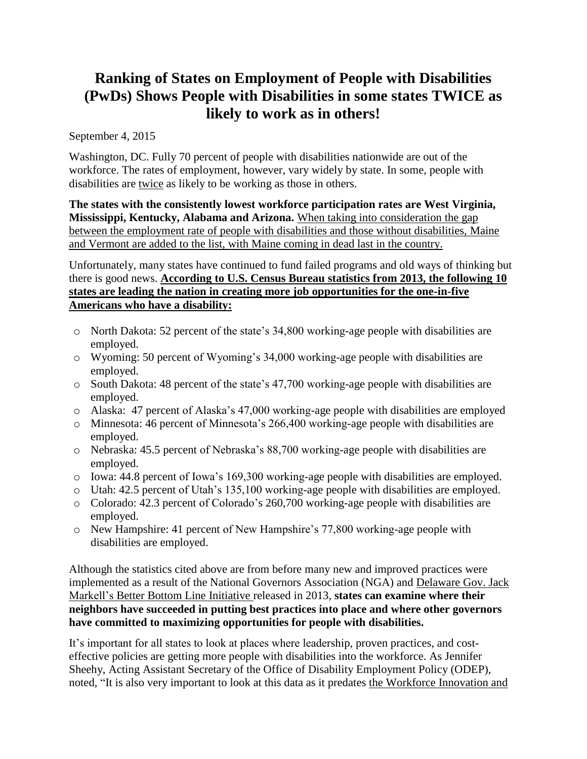# Ranking of States on Employment of People with Disabilities (PwDs) Shows People with Disabilities in some states TWICE as likely to work as in others!

September 4, 2015

Washington, DC. Fully 70 percent of people with disabilities nationwide are out of the workforce. The rates of employment, however, vary widely by state. In some, people with disabilities are twice as likely to be working as those in others.

**The states with the consistently lowest workforce participation rates are West Virginia, Mississippi, Kentucky, Alabama and Arizona.** When taking into consideration the gap between the employment rate of people with disabilities and those without disabilities, Maine and Vermont are added to the list, with Maine coming in dead last in the country.

Unfortunately, many states have continued to fund failed programs and old ways of thinking but there is good news. **According to U.S. Census Bureau statistics from 2013, the following 10 states are leading the nation in creating more job opportunities for the one-in-five Americans who have a disability:**

- North Dakota: 52 percent of the state's 34,800 working-age people with disabilities are employed.
- Wyoming: 50 percent of Wyoming's 34,000 working-age people with disabilities are employed.
- South Dakota: 48 percent of the state's 47,700 working-age people with disabilities are employed.
- Alaska: 47 percent of Alaska's 47,000 working-age people with disabilities are employed
- Minnesota: 46 percent of Minnesota's 266,400 working-age people with disabilities are employed.
- Nebraska: 45.5 percent of Nebraska's 88,700 working-age people with disabilities are employed.
- Iowa: 44.8 percent of Iowa's 169,300 working-age people with disabilities are employed.
- Utah: 42.5 percent of Utah's 135,100 working-age people with disabilities are employed.
- Colorado: 42.3 percent of Colorado's 260,700 working-age people with disabilities are employed.
- New Hampshire: 41 percent of New Hampshire's 77,800 working-age people with disabilities are employed.

Although the statistics cited above are from before many new and improved practices were implemented as a result of the National Governors Association (NGA) and Delaware Gov. Jack Markell's Better Bottom Line Initiative released in 2013, **states can examine where their neighbors have succeeded in putting best practices into place and where other governors have committed to maximizing opportunities for people with disabilities.**

It's important for all states to look at places where leadership, proven practices, and cost-effective policies are getting more people with disabilities into the workforce. As Jennifer Sheehy, Acting Assistant Secretary of the Office of Disability Employment Policy (ODEP), noted, "It is also very important to look at this data as it predates the Workforce Innovation and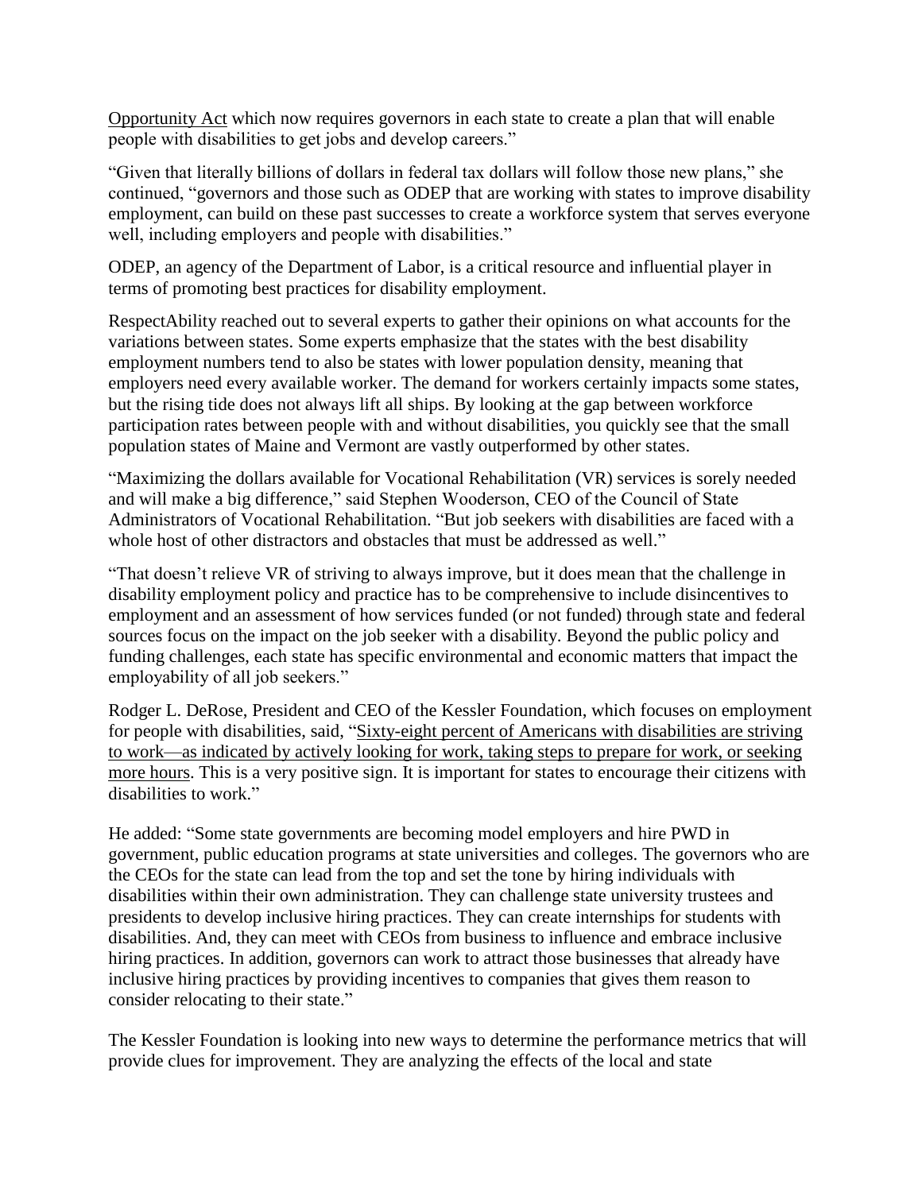Opportunity Act which now requires governors in each state to create a plan that will enable people with disabilities to get jobs and develop careers."

"Given that literally billions of dollars in federal tax dollars will follow those new plans," she continued, "governors and those such as ODEP that are working with states to improve disability employment, can build on these past successes to create a workforce system that serves everyone well, including employers and people with disabilities."

ODEP, an agency of the Department of Labor, is a critical resource and influential player in terms of promoting best practices for disability employment.

RespectAbility reached out to several experts to gather their opinions on what accounts for the variations between states. Some experts emphasize that the states with the best disability employment numbers tend to also be states with lower population density, meaning that employers need every available worker. The demand for workers certainly impacts some states, but the rising tide does not always lift all ships. By looking at the gap between workforce participation rates between people with and without disabilities, you quickly see that the small population states of Maine and Vermont are vastly outperformed by other states.

"Maximizing the dollars available for Vocational Rehabilitation (VR) services is sorely needed and will make a big difference," said Stephen Wooderson, CEO of the Council of State Administrators of Vocational Rehabilitation. "But job seekers with disabilities are faced with a whole host of other distractors and obstacles that must be addressed as well."

"That doesn't relieve VR of striving to always improve, but it does mean that the challenge in disability employment policy and practice has to be comprehensive to include disincentives to employment and an assessment of how services funded (or not funded) through state and federal sources focus on the impact on the job seeker with a disability. Beyond the public policy and funding challenges, each state has specific environmental and economic matters that impact the employability of all job seekers."

Rodger L. DeRose, President and CEO of the Kessler Foundation, which focuses on employment for people with disabilities, said, "Sixty-eight percent of Americans with disabilities are striving to work—as indicated by actively looking for work, taking steps to prepare for work, or seeking more hours. This is a very positive sign. It is important for states to encourage their citizens with disabilities to work."

He added: "Some state governments are becoming model employers and hire PWD in government, public education programs at state universities and colleges. The governors who are the CEOs for the state can lead from the top and set the tone by hiring individuals with disabilities within their own administration. They can challenge state university trustees and presidents to develop inclusive hiring practices. They can create internships for students with disabilities. And, they can meet with CEOs from business to influence and embrace inclusive hiring practices. In addition, governors can work to attract those businesses that already have inclusive hiring practices by providing incentives to companies that gives them reason to consider relocating to their state."

The Kessler Foundation is looking into new ways to determine the performance metrics that will provide clues for improvement. They are analyzing the effects of the local and state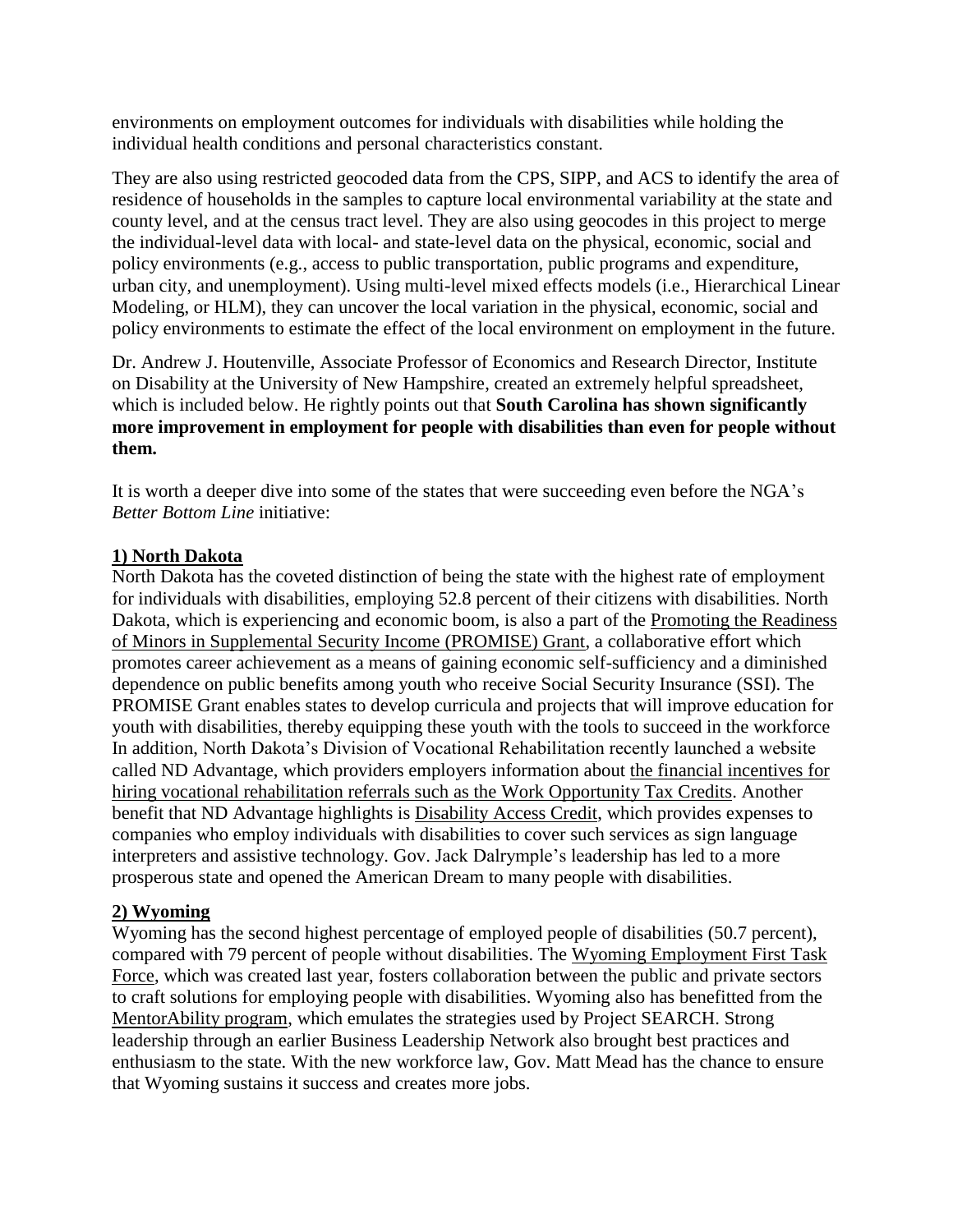environments on employment outcomes for individuals with disabilities while holding the individual health conditions and personal characteristics constant.

They are also using restricted geocoded data from the CPS, SIPP, and ACS to identify the area of residence of households in the samples to capture local environmental variability at the state and county level, and at the census tract level. They are also using geocodes in this project to merge the individual-level data with local- and state-level data on the physical, economic, social and policy environments (e.g., access to public transportation, public programs and expenditure, urban city, and unemployment). Using multi-level mixed effects models (i.e., Hierarchical Linear Modeling, or HLM), they can uncover the local variation in the physical, economic, social and policy environments to estimate the effect of the local environment on employment in the future.

Dr. Andrew J. Houtenville, Associate Professor of Economics and Research Director, Institute on Disability at the University of New Hampshire, created an extremely helpful spreadsheet, which is included below. He rightly points out that **South Carolina has shown significantly more improvement in employment for people with disabilities than even for people without them.**

It is worth a deeper dive into some of the states that were succeeding even before the NGA's *Better Bottom Line* initiative:

**1) North Dakota**

North Dakota has the coveted distinction of being the state with the highest rate of employment for individuals with disabilities, employing 52.8 percent of their citizens with disabilities. North Dakota, which is experiencing and economic boom, is also a part of the Promoting the Readiness of Minors in Supplemental Security Income (PROMISE) Grant, a collaborative effort which promotes career achievement as a means of gaining economic self-sufficiency and a diminished dependence on public benefits among youth who receive Social Security Insurance (SSI). The PROMISE Grant enables states to develop curricula and projects that will improve education for youth with disabilities, thereby equipping these youth with the tools to succeed in the workforce In addition, North Dakota's Division of Vocational Rehabilitation recently launched a website called ND Advantage, which providers employers information about the financial incentives for hiring vocational rehabilitation referrals such as the Work Opportunity Tax Credits. Another benefit that ND Advantage highlights is Disability Access Credit, which provides expenses to companies who employ individuals with disabilities to cover such services as sign language interpreters and assistive technology. Gov. Jack Dalrymple's leadership has led to a more prosperous state and opened the American Dream to many people with disabilities.

**2) Wyoming**

Wyoming has the second highest percentage of employed people of disabilities (50.7 percent), compared with 79 percent of people without disabilities. The Wyoming Employment First Task Force, which was created last year, fosters collaboration between the public and private sectors to craft solutions for employing people with disabilities. Wyoming also has benefitted from the MentorAbility program, which emulates the strategies used by Project SEARCH. Strong leadership through an earlier Business Leadership Network also brought best practices and enthusiasm to the state. With the new workforce law, Gov. Matt Mead has the chance to ensure that Wyoming sustains it success and creates more jobs.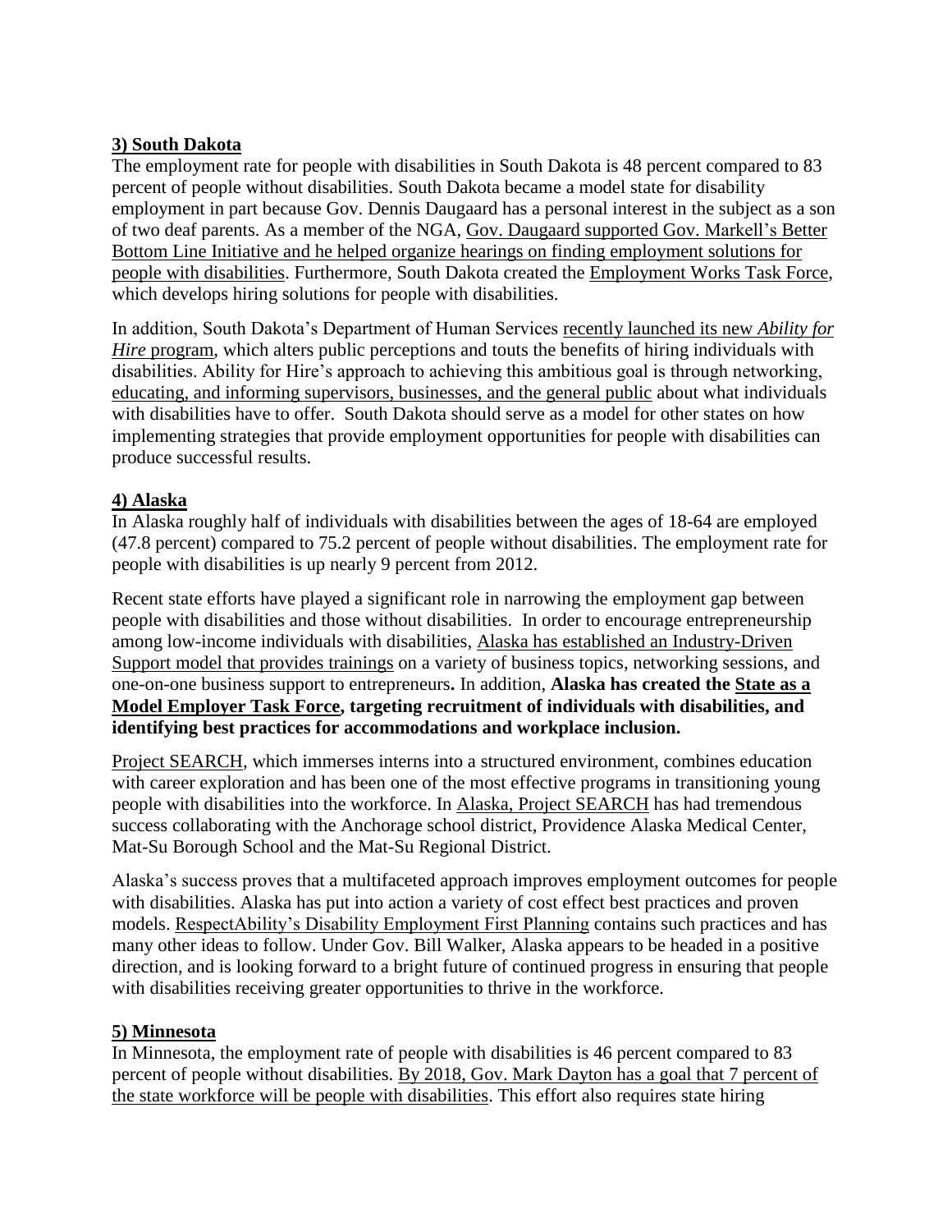## 3) South Dakota

The employment rate for people with disabilities in South Dakota is 48 percent compared to 83 percent of people without disabilities. South Dakota became a model state for disability employment in part because Gov. Dennis Daugaard has a personal interest in the subject as a son of two deaf parents. As a member of the NGA, Gov. Daugaard supported Gov. Markell's Better Bottom Line Initiative and he helped organize hearings on finding employment solutions for people with disabilities. Furthermore, South Dakota created the Employment Works Task Force, which develops hiring solutions for people with disabilities.

In addition, South Dakota's Department of Human Services recently launched its new *Ability for Hire* program, which alters public perceptions and touts the benefits of hiring individuals with disabilities. Ability for Hire's approach to achieving this ambitious goal is through networking, educating, and informing supervisors, businesses, and the general public about what individuals with disabilities have to offer. South Dakota should serve as a model for other states on how implementing strategies that provide employment opportunities for people with disabilities can produce successful results.

## 4) Alaska

In Alaska roughly half of individuals with disabilities between the ages of 18-64 are employed (47.8 percent) compared to 75.2 percent of people without disabilities. The employment rate for people with disabilities is up nearly 9 percent from 2012.

Recent state efforts have played a significant role in narrowing the employment gap between people with disabilities and those without disabilities. In order to encourage entrepreneurship among low-income individuals with disabilities, Alaska has established an Industry-Driven Support model that provides trainings on a variety of business topics, networking sessions, and one-on-one business support to entrepreneurs**.** In addition, **Alaska has created the State as a Model Employer Task Force, targeting recruitment of individuals with disabilities, and identifying best practices for accommodations and workplace inclusion.**

Project SEARCH, which immerses interns into a structured environment, combines education with career exploration and has been one of the most effective programs in transitioning young people with disabilities into the workforce. In Alaska, Project SEARCH has had tremendous success collaborating with the Anchorage school district, Providence Alaska Medical Center, Mat-Su Borough School and the Mat-Su Regional District.

Alaska's success proves that a multifaceted approach improves employment outcomes for people with disabilities. Alaska has put into action a variety of cost effect best practices and proven models. RespectAbility's Disability Employment First Planning contains such practices and has many other ideas to follow. Under Gov. Bill Walker, Alaska appears to be headed in a positive direction, and is looking forward to a bright future of continued progress in ensuring that people with disabilities receiving greater opportunities to thrive in the workforce.

## 5) Minnesota

In Minnesota, the employment rate of people with disabilities is 46 percent compared to 83 percent of people without disabilities. By 2018, Gov. Mark Dayton has a goal that 7 percent of the state workforce will be people with disabilities. This effort also requires state hiring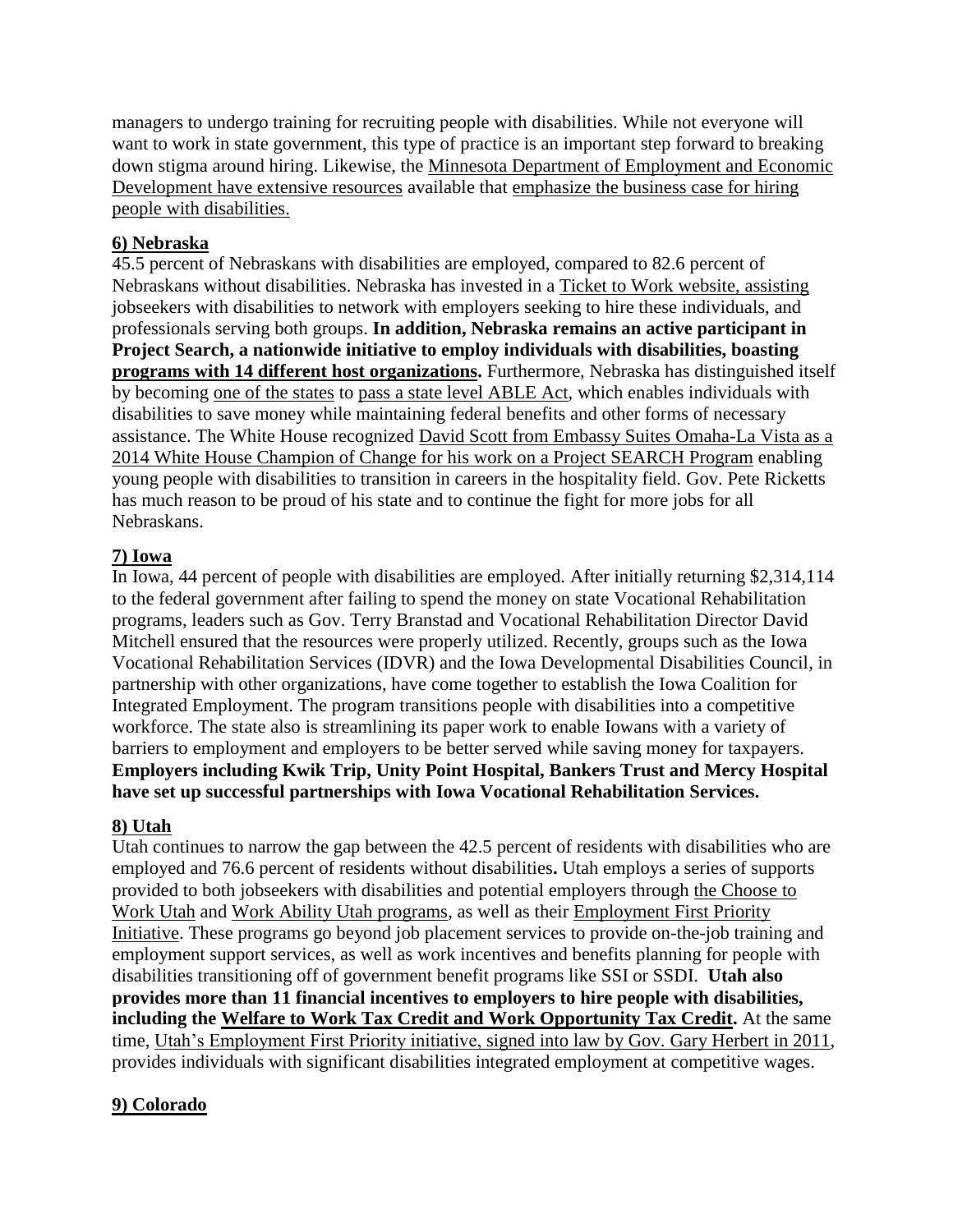managers to undergo training for recruiting people with disabilities. While not everyone will want to work in state government, this type of practice is an important step forward to breaking down stigma around hiring. Likewise, the Minnesota Department of Employment and Economic Development have extensive resources available that emphasize the business case for hiring people with disabilities.

## 6) Nebraska

45.5 percent of Nebraskans with disabilities are employed, compared to 82.6 percent of Nebraskans without disabilities. Nebraska has invested in a Ticket to Work website, assisting jobseekers with disabilities to network with employers seeking to hire these individuals, and professionals serving both groups. **In addition, Nebraska remains an active participant in Project Search, a nationwide initiative to employ individuals with disabilities, boasting programs with 14 different host organizations.** Furthermore, Nebraska has distinguished itself by becoming one of the states to pass a state level ABLE Act, which enables individuals with disabilities to save money while maintaining federal benefits and other forms of necessary assistance. The White House recognized David Scott from Embassy Suites Omaha-La Vista as a 2014 White House Champion of Change for his work on a Project SEARCH Program enabling young people with disabilities to transition in careers in the hospitality field. Gov. Pete Ricketts has much reason to be proud of his state and to continue the fight for more jobs for all Nebraskans.

## 7) Iowa

In Iowa, 44 percent of people with disabilities are employed. After initially returning $2,314,114 to the federal government after failing to spend the money on state Vocational Rehabilitation programs, leaders such as Gov. Terry Branstad and Vocational Rehabilitation Director David Mitchell ensured that the resources were properly utilized. Recently, groups such as the Iowa Vocational Rehabilitation Services (IDVR) and the Iowa Developmental Disabilities Council, in partnership with other organizations, have come together to establish the Iowa Coalition for Integrated Employment. The program transitions people with disabilities into a competitive workforce. The state also is streamlining its paper work to enable Iowans with a variety of barriers to employment and employers to be better served while saving money for taxpayers. **Employers including Kwik Trip, Unity Point Hospital, Bankers Trust and Mercy Hospital have set up successful partnerships with Iowa Vocational Rehabilitation Services.**

## 8) Utah

Utah continues to narrow the gap between the 42.5 percent of residents with disabilities who are employed and 76.6 percent of residents without disabilities**.** Utah employs a series of supports provided to both jobseekers with disabilities and potential employers through the Choose to Work Utah and Work Ability Utah programs, as well as their Employment First Priority Initiative. These programs go beyond job placement services to provide on-the-job training and employment support services, as well as work incentives and benefits planning for people with disabilities transitioning off of government benefit programs like SSI or SSDI. **Utah also provides more than 11 financial incentives to employers to hire people with disabilities, including the Welfare to Work Tax Credit and Work Opportunity Tax Credit.** At the same time, Utah's Employment First Priority initiative, signed into law by Gov. Gary Herbert in 2011, provides individuals with significant disabilities integrated employment at competitive wages.

## 9) Colorado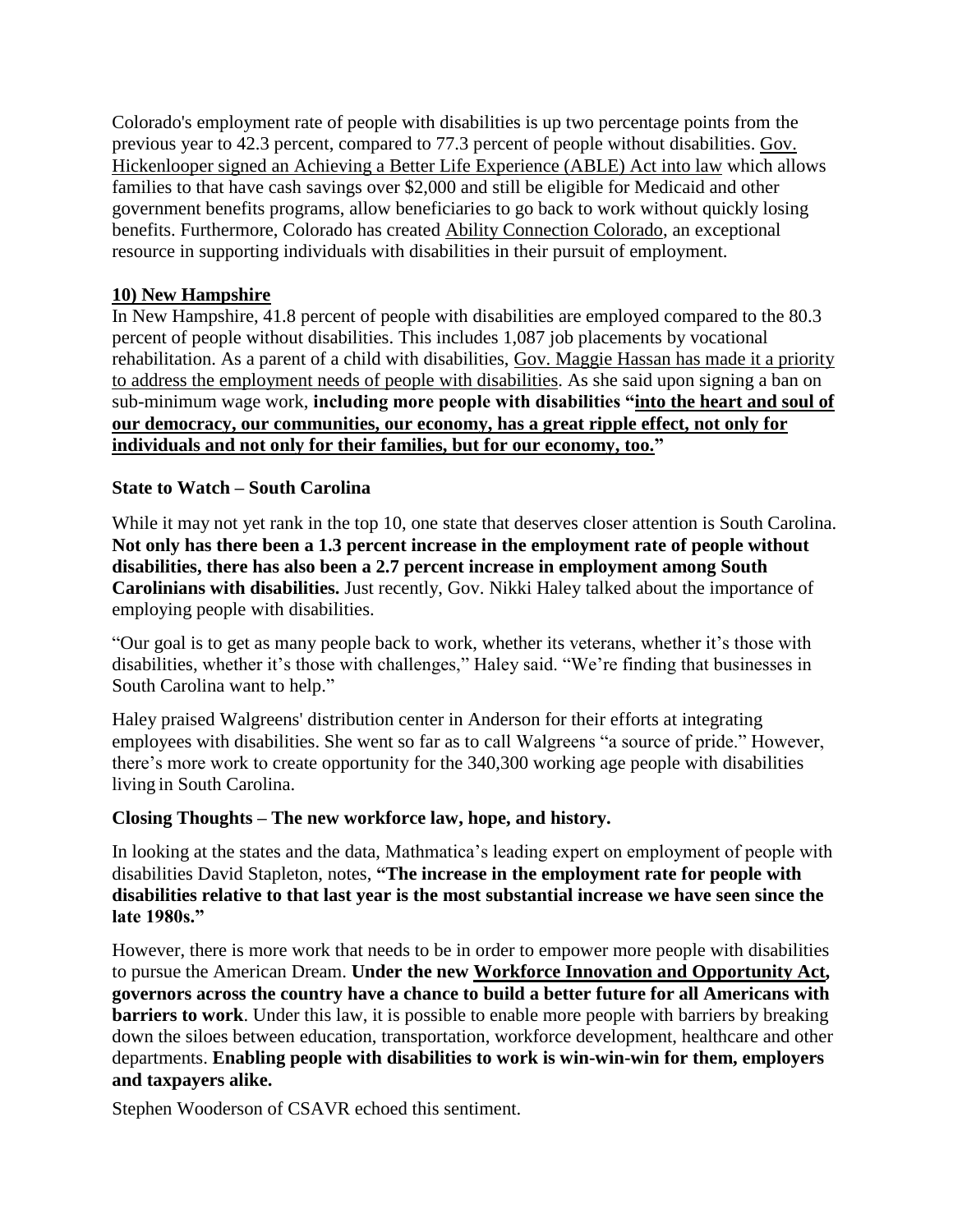Colorado's employment rate of people with disabilities is up two percentage points from the previous year to 42.3 percent, compared to 77.3 percent of people without disabilities. Gov. Hickenlooper signed an Achieving a Better Life Experience (ABLE) Act into law which allows families to that have cash savings over $2,000 and still be eligible for Medicaid and other government benefits programs, allow beneficiaries to go back to work without quickly losing benefits. Furthermore, Colorado has created Ability Connection Colorado, an exceptional resource in supporting individuals with disabilities in their pursuit of employment.

**10) New Hampshire**

In New Hampshire, 41.8 percent of people with disabilities are employed compared to the 80.3 percent of people without disabilities. This includes 1,087 job placements by vocational rehabilitation. As a parent of a child with disabilities, Gov. Maggie Hassan has made it a priority to address the employment needs of people with disabilities. As she said upon signing a ban on sub-minimum wage work, **including more people with disabilities "into the heart and soul of our democracy, our communities, our economy, has a great ripple effect, not only for individuals and not only for their families, but for our economy, too."**

**State to Watch – South Carolina**

While it may not yet rank in the top 10, one state that deserves closer attention is South Carolina. **Not only has there been a 1.3 percent increase in the employment rate of people without disabilities, there has also been a 2.7 percent increase in employment among South Carolinians with disabilities.** Just recently, Gov. Nikki Haley talked about the importance of employing people with disabilities.

"Our goal is to get as many people back to work, whether its veterans, whether it's those with disabilities, whether it's those with challenges," Haley said. "We're finding that businesses in South Carolina want to help."

Haley praised Walgreens' distribution center in Anderson for their efforts at integrating employees with disabilities. She went so far as to call Walgreens "a source of pride." However, there's more work to create opportunity for the 340,300 working age people with disabilities living in South Carolina.

**Closing Thoughts – The new workforce law, hope, and history.**

In looking at the states and the data, Mathmatica's leading expert on employment of people with disabilities David Stapleton, notes, **"The increase in the employment rate for people with disabilities relative to that last year is the most substantial increase we have seen since the late 1980s."**

However, there is more work that needs to be in order to empower more people with disabilities to pursue the American Dream. **Under the new Workforce Innovation and Opportunity Act, governors across the country have a chance to build a better future for all Americans with barriers to work**. Under this law, it is possible to enable more people with barriers by breaking down the siloes between education, transportation, workforce development, healthcare and other departments. **Enabling people with disabilities to work is win-win-win for them, employers and taxpayers alike.**

Stephen Wooderson of CSAVR echoed this sentiment.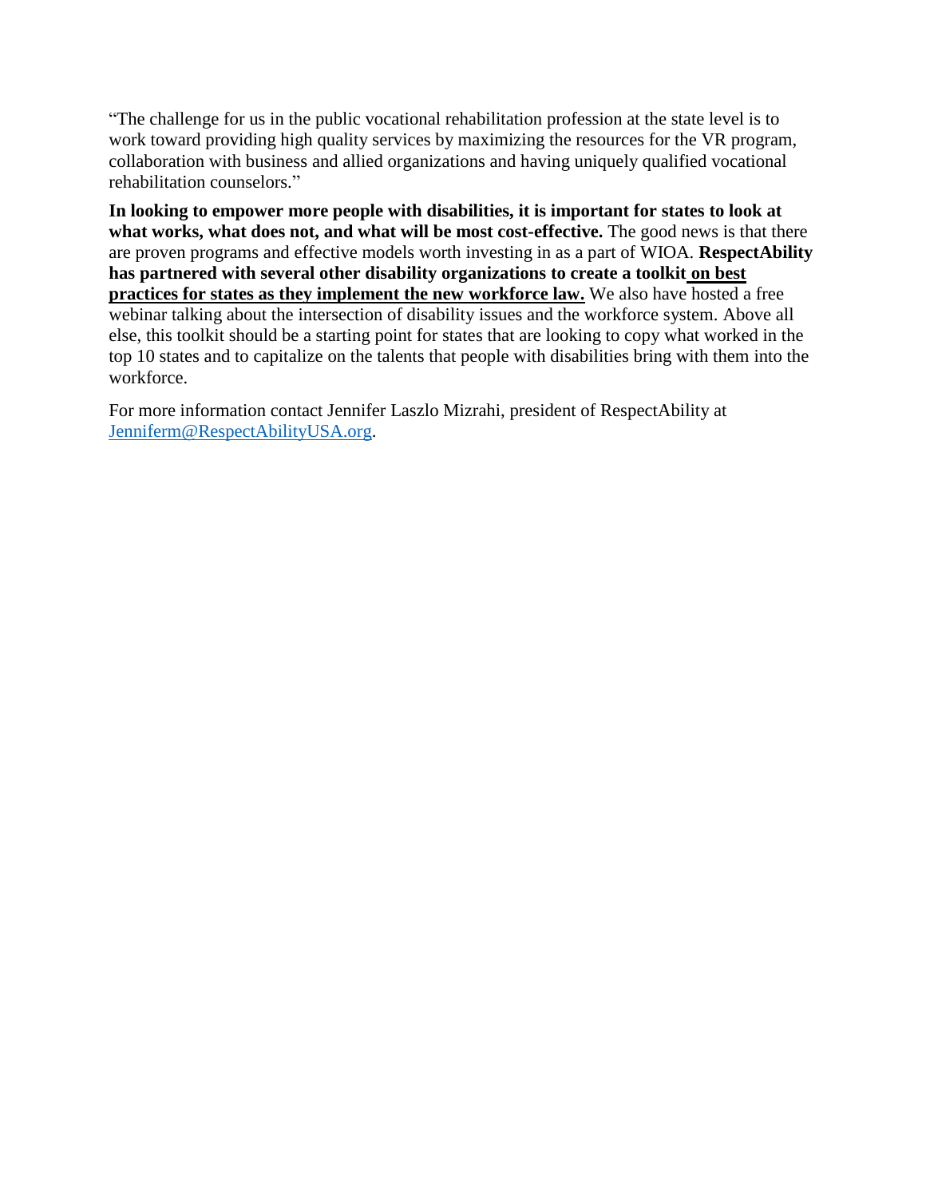"The challenge for us in the public vocational rehabilitation profession at the state level is to work toward providing high quality services by maximizing the resources for the VR program, collaboration with business and allied organizations and having uniquely qualified vocational rehabilitation counselors."

**In looking to empower more people with disabilities, it is important for states to look at what works, what does not, and what will be most cost-effective.** The good news is that there are proven programs and effective models worth investing in as a part of WIOA. **RespectAbility has partnered with several other disability organizations to create a toolkit on best practices for states as they implement the new workforce law.** We also have hosted a free webinar talking about the intersection of disability issues and the workforce system. Above all else, this toolkit should be a starting point for states that are looking to copy what worked in the top 10 states and to capitalize on the talents that people with disabilities bring with them into the workforce.

For more information contact Jennifer Laszlo Mizrahi, president of RespectAbility at Jenniferm@RespectAbilityUSA.org.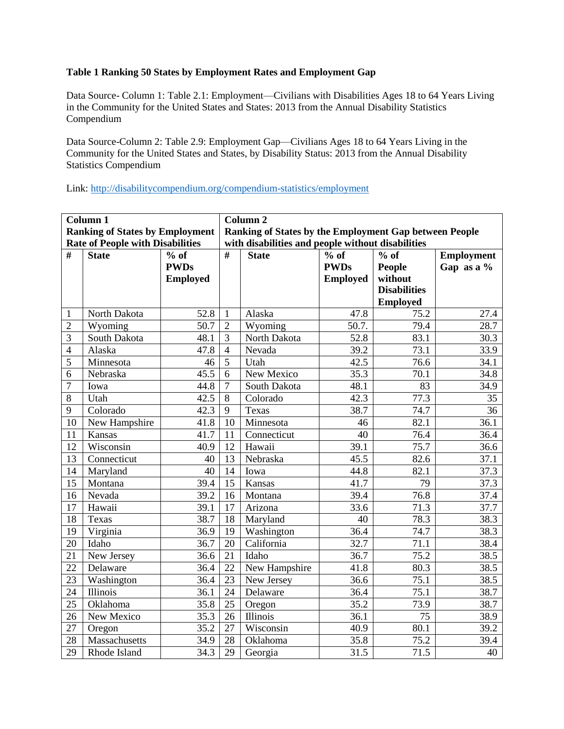**Table 1 Ranking 50 States by Employment Rates and Employment Gap**

Data Source- Column 1: Table 2.1: Employment—Civilians with Disabilities Ages 18 to 64 Years Living in the Community for the United States and States: 2013 from the Annual Disability Statistics Compendium

Data Source-Column 2: Table 2.9: Employment Gap—Civilians Ages 18 to 64 Years Living in the Community for the United States and States, by Disability Status: 2013 from the Annual Disability Statistics Compendium

Link: [http://disabilitycompendium.org/compendium-statistics/employment](http://disabilitycompendium.org/compendium-statistics/employment)

| Column 1 Ranking of States by Employment Rate of People with Disabilities | | | Column 2 Ranking of States by the Employment Gap between People with disabilities and people without disabilities | | | | |
|---|---|---|---|---|---|---|---|
| # | State | % of PWDs Employed | # | State | % of PWDs Employed | % of People without Disabilities Employed | Employment Gap as a % |
| 1 | North Dakota | 52.8 | 1 | Alaska | 47.8 | 75.2 | 27.4 |
| 2 | Wyoming | 50.7 | 2 | Wyoming | 50.7. | 79.4 | 28.7 |
| 3 | South Dakota | 48.1 | 3 | North Dakota | 52.8 | 83.1 | 30.3 |
| 4 | Alaska | 47.8 | 4 | Nevada | 39.2 | 73.1 | 33.9 |
| 5 | Minnesota | 46 | 5 | Utah | 42.5 | 76.6 | 34.1 |
| 6 | Nebraska | 45.5 | 6 | New Mexico | 35.3 | 70.1 | 34.8 |
| 7 | Iowa | 44.8 | 7 | South Dakota | 48.1 | 83 | 34.9 |
| 8 | Utah | 42.5 | 8 | Colorado | 42.3 | 77.3 | 35 |
| 9 | Colorado | 42.3 | 9 | Texas | 38.7 | 74.7 | 36 |
| 10 | New Hampshire | 41.8 | 10 | Minnesota | 46 | 82.1 | 36.1 |
| 11 | Kansas | 41.7 | 11 | Connecticut | 40 | 76.4 | 36.4 |
| 12 | Wisconsin | 40.9 | 12 | Hawaii | 39.1 | 75.7 | 36.6 |
| 13 | Connecticut | 40 | 13 | Nebraska | 45.5 | 82.6 | 37.1 |
| 14 | Maryland | 40 | 14 | Iowa | 44.8 | 82.1 | 37.3 |
| 15 | Montana | 39.4 | 15 | Kansas | 41.7 | 79 | 37.3 |
| 16 | Nevada | 39.2 | 16 | Montana | 39.4 | 76.8 | 37.4 |
| 17 | Hawaii | 39.1 | 17 | Arizona | 33.6 | 71.3 | 37.7 |
| 18 | Texas | 38.7 | 18 | Maryland | 40 | 78.3 | 38.3 |
| 19 | Virginia | 36.9 | 19 | Washington | 36.4 | 74.7 | 38.3 |
| 20 | Idaho | 36.7 | 20 | California | 32.7 | 71.1 | 38.4 |
| 21 | New Jersey | 36.6 | 21 | Idaho | 36.7 | 75.2 | 38.5 |
| 22 | Delaware | 36.4 | 22 | New Hampshire | 41.8 | 80.3 | 38.5 |
| 23 | Washington | 36.4 | 23 | New Jersey | 36.6 | 75.1 | 38.5 |
| 24 | Illinois | 36.1 | 24 | Delaware | 36.4 | 75.1 | 38.7 |
| 25 | Oklahoma | 35.8 | 25 | Oregon | 35.2 | 73.9 | 38.7 |
| 26 | New Mexico | 35.3 | 26 | Illinois | 36.1 | 75 | 38.9 |
| 27 | Oregon | 35.2 | 27 | Wisconsin | 40.9 | 80.1 | 39.2 |
| 28 | Massachusetts | 34.9 | 28 | Oklahoma | 35.8 | 75.2 | 39.4 |
| 29 | Rhode Island | 34.3 | 29 | Georgia | 31.5 | 71.5 | 40 |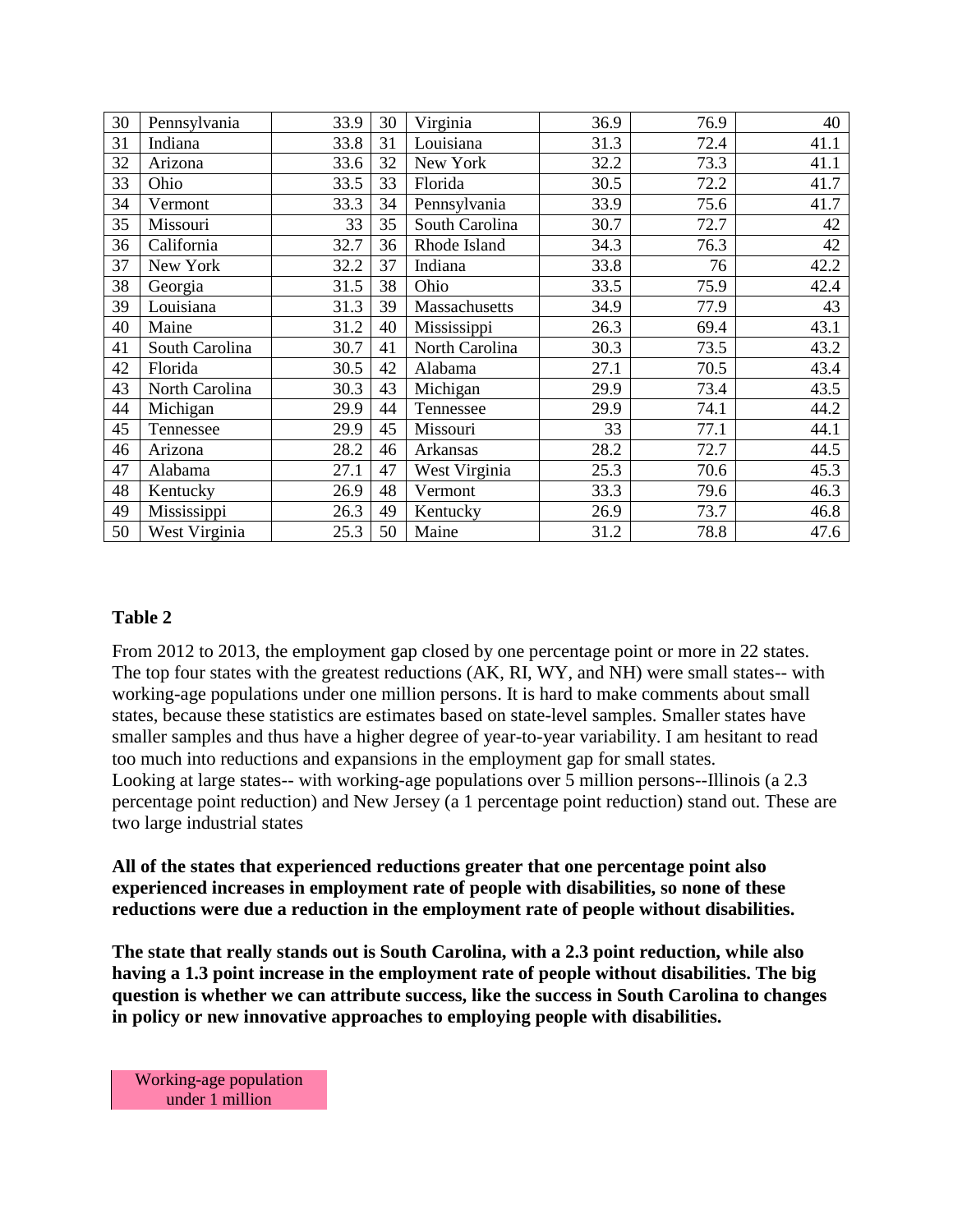| 30 | Pennsylvania | 33.9 | 30 | Virginia | 36.9 | 76.9 | 40 |
|---|---|---|---|---|---|---|---|
| 31 | Indiana | 33.8 | 31 | Louisiana | 31.3 | 72.4 | 41.1 |
| 32 | Arizona | 33.6 | 32 | New York | 32.2 | 73.3 | 41.1 |
| 33 | Ohio | 33.5 | 33 | Florida | 30.5 | 72.2 | 41.7 |
| 34 | Vermont | 33.3 | 34 | Pennsylvania | 33.9 | 75.6 | 41.7 |
| 35 | Missouri | 33 | 35 | South Carolina | 30.7 | 72.7 | 42 |
| 36 | California | 32.7 | 36 | Rhode Island | 34.3 | 76.3 | 42 |
| 37 | New York | 32.2 | 37 | Indiana | 33.8 | 76 | 42.2 |
| 38 | Georgia | 31.5 | 38 | Ohio | 33.5 | 75.9 | 42.4 |
| 39 | Louisiana | 31.3 | 39 | Massachusetts | 34.9 | 77.9 | 43 |
| 40 | Maine | 31.2 | 40 | Mississippi | 26.3 | 69.4 | 43.1 |
| 41 | South Carolina | 30.7 | 41 | North Carolina | 30.3 | 73.5 | 43.2 |
| 42 | Florida | 30.5 | 42 | Alabama | 27.1 | 70.5 | 43.4 |
| 43 | North Carolina | 30.3 | 43 | Michigan | 29.9 | 73.4 | 43.5 |
| 44 | Michigan | 29.9 | 44 | Tennessee | 29.9 | 74.1 | 44.2 |
| 45 | Tennessee | 29.9 | 45 | Missouri | 33 | 77.1 | 44.1 |
| 46 | Arizona | 28.2 | 46 | Arkansas | 28.2 | 72.7 | 44.5 |
| 47 | Alabama | 27.1 | 47 | West Virginia | 25.3 | 70.6 | 45.3 |
| 48 | Kentucky | 26.9 | 48 | Vermont | 33.3 | 79.6 | 46.3 |
| 49 | Mississippi | 26.3 | 49 | Kentucky | 26.9 | 73.7 | 46.8 |
| 50 | West Virginia | 25.3 | 50 | Maine | 31.2 | 78.8 | 47.6 |

**Table 2**

From 2012 to 2013, the employment gap closed by one percentage point or more in 22 states. The top four states with the greatest reductions (AK, RI, WY, and NH) were small states-- with working-age populations under one million persons. It is hard to make comments about small states, because these statistics are estimates based on state-level samples. Smaller states have smaller samples and thus have a higher degree of year-to-year variability. I am hesitant to read too much into reductions and expansions in the employment gap for small states.
Looking at large states-- with working-age populations over 5 million persons--Illinois (a 2.3 percentage point reduction) and New Jersey (a 1 percentage point reduction) stand out. These are two large industrial states

**All of the states that experienced reductions greater that one percentage point also experienced increases in employment rate of people with disabilities, so none of these reductions were due a reduction in the employment rate of people without disabilities.**

**The state that really stands out is South Carolina, with a 2.3 point reduction, while also having a 1.3 point increase in the employment rate of people without disabilities. The big question is whether we can attribute success, like the success in South Carolina to changes in policy or new innovative approaches to employing people with disabilities.**

Working-age population under 1 million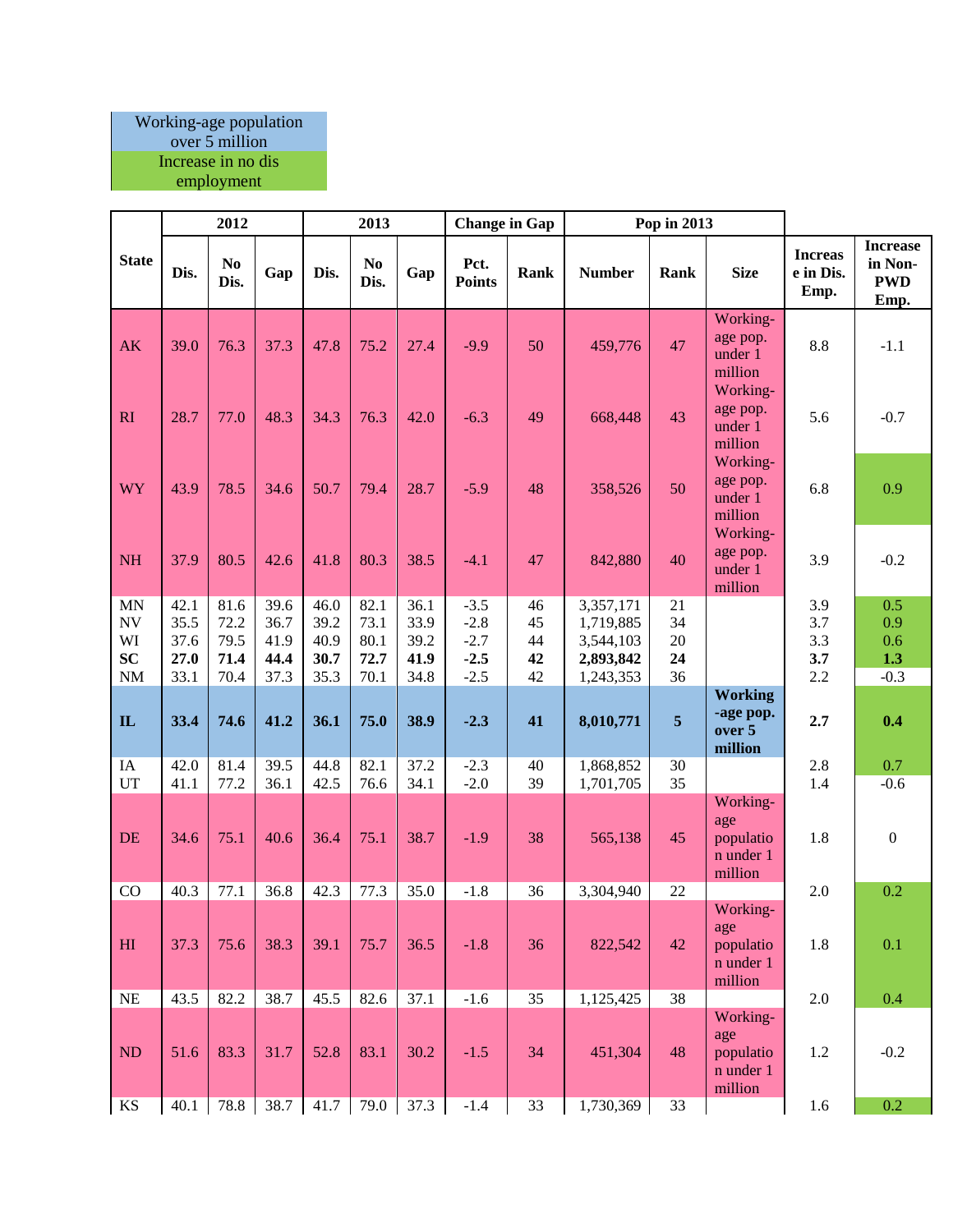| Working-age population over 5 million |
|---|
| Increase in no dis employment |

| State | 2012 | | | 2013 | | | Change in Gap | | Pop in 2013 | | | Increase in Dis. Emp. | Increase in Non-PWD Emp. |
|---|---|---|---|---|---|---|---|---|---|---|---|---|---|
| | Dis. | No Dis. | Gap | Dis. | No Dis. | Gap | Pct. Points | Rank | Number | Rank | Size | | |
| AK | 39.0 | 76.3 | 37.3 | 47.8 | 75.2 | 27.4 | -9.9 | 50 | 459,776 | 47 | Working-age pop. under 1 million | 8.8 | -1.1 |
| RI | 28.7 | 77.0 | 48.3 | 34.3 | 76.3 | 42.0 | -6.3 | 49 | 668,448 | 43 | Working-age pop. under 1 million | 5.6 | -0.7 |
| WY | 43.9 | 78.5 | 34.6 | 50.7 | 79.4 | 28.7 | -5.9 | 48 | 358,526 | 50 | Working-age pop. under 1 million | 6.8 | 0.9 |
| NH | 37.9 | 80.5 | 42.6 | 41.8 | 80.3 | 38.5 | -4.1 | 47 | 842,880 | 40 | Working-age pop. under 1 million | 3.9 | -0.2 |
| MN | 42.1 | 81.6 | 39.6 | 46.0 | 82.1 | 36.1 | -3.5 | 46 | 3,357,171 | 21 | | 3.9 | 0.5 |
| NV | 35.5 | 72.2 | 36.7 | 39.2 | 73.1 | 33.9 | -2.8 | 45 | 1,719,885 | 34 | | 3.7 | 0.9 |
| WI | 37.6 | 79.5 | 41.9 | 40.9 | 80.1 | 39.2 | -2.7 | 44 | 3,544,103 | 20 | | 3.3 | 0.6 |
| **SC** | **27.0** | **71.4** | **44.4** | **30.7** | **72.7** | **41.9** | **-2.5** | **42** | **2,893,842** | **24** | | **3.7** | **1.3** |
| NM | 33.1 | 70.4 | 37.3 | 35.3 | 70.1 | 34.8 | -2.5 | 42 | 1,243,353 | 36 | | 2.2 | -0.3 |
| **IL** | **33.4** | **74.6** | **41.2** | **36.1** | **75.0** | **38.9** | **-2.3** | **41** | **8,010,771** | **5** | **Working-age pop. over 5 million** | **2.7** | **0.4** |
| IA | 42.0 | 81.4 | 39.5 | 44.8 | 82.1 | 37.2 | -2.3 | 40 | 1,868,852 | 30 | | 2.8 | 0.7 |
| UT | 41.1 | 77.2 | 36.1 | 42.5 | 76.6 | 34.1 | -2.0 | 39 | 1,701,705 | 35 | | 1.4 | -0.6 |
| DE | 34.6 | 75.1 | 40.6 | 36.4 | 75.1 | 38.7 | -1.9 | 38 | 565,138 | 45 | Working-age population under 1 million | 1.8 | 0 |
| CO | 40.3 | 77.1 | 36.8 | 42.3 | 77.3 | 35.0 | -1.8 | 36 | 3,304,940 | 22 | | 2.0 | 0.2 |
| HI | 37.3 | 75.6 | 38.3 | 39.1 | 75.7 | 36.5 | -1.8 | 36 | 822,542 | 42 | Working-age population under 1 million | 1.8 | 0.1 |
| NE | 43.5 | 82.2 | 38.7 | 45.5 | 82.6 | 37.1 | -1.6 | 35 | 1,125,425 | 38 | | 2.0 | 0.4 |
| ND | 51.6 | 83.3 | 31.7 | 52.8 | 83.1 | 30.2 | -1.5 | 34 | 451,304 | 48 | Working-age population under 1 million | 1.2 | -0.2 |
| KS | 40.1 | 78.8 | 38.7 | 41.7 | 79.0 | 37.3 | -1.4 | 33 | 1,730,369 | 33 | | 1.6 | 0.2 |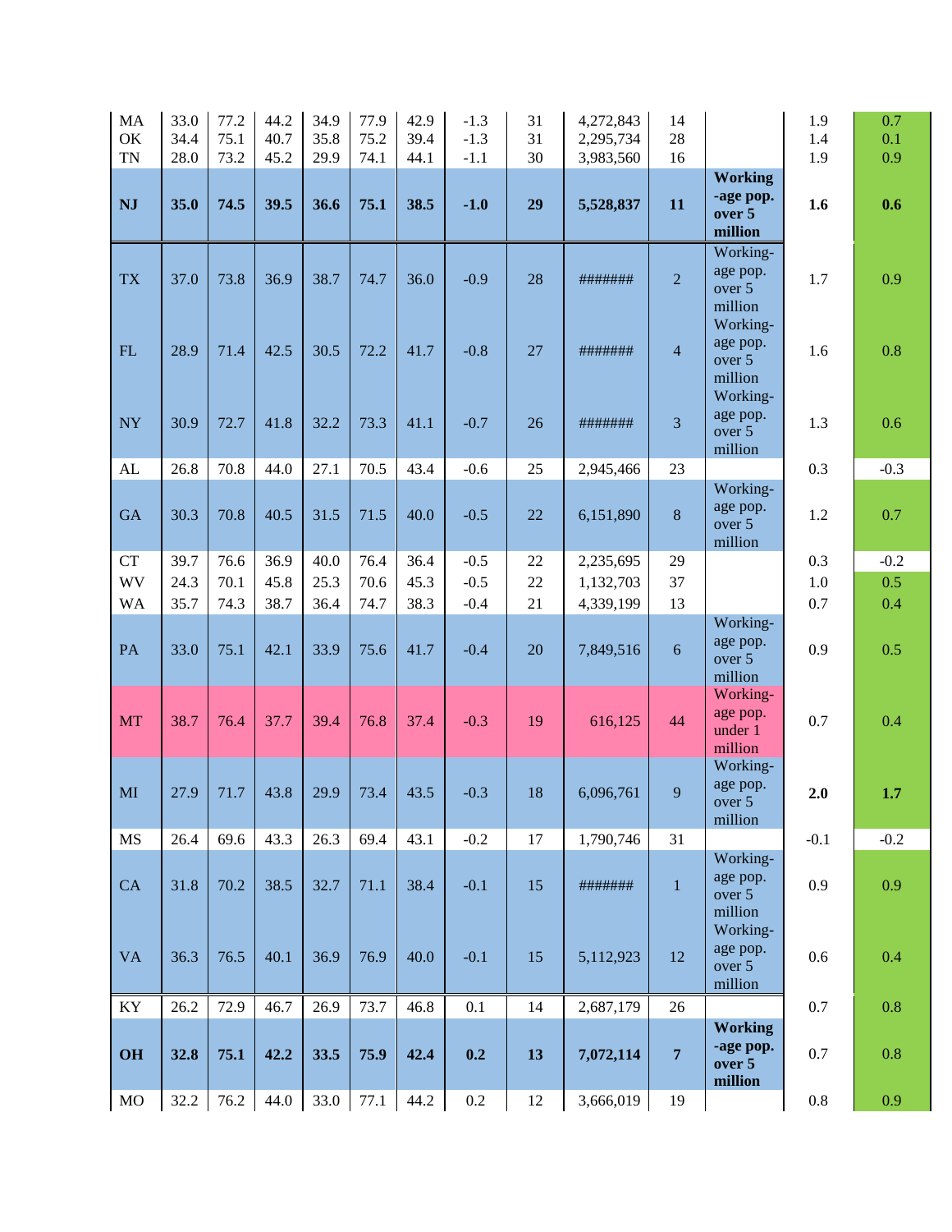| | | | | | | | | | | | | | |
|---|---|---|---|---|---|---|---|---|---|---|---|---|---|
| MA | 33.0 | 77.2 | 44.2 | 34.9 | 77.9 | 42.9 | -1.3 | 31 | 4,272,843 | 14 | | 1.9 | 0.7 |
| OK | 34.4 | 75.1 | 40.7 | 35.8 | 75.2 | 39.4 | -1.3 | 31 | 2,295,734 | 28 | | 1.4 | 0.1 |
| TN | 28.0 | 73.2 | 45.2 | 29.9 | 74.1 | 44.1 | -1.1 | 30 | 3,983,560 | 16 | | 1.9 | 0.9 |
| **NJ** | **35.0** | **74.5** | **39.5** | **36.6** | **75.1** | **38.5** | **-1.0** | **29** | **5,528,837** | **11** | **Working-age pop. over 5 million** | **1.6** | **0.6** |
| TX | 37.0 | 73.8 | 36.9 | 38.7 | 74.7 | 36.0 | -0.9 | 28 | ####### | 2 | Working-age pop. over 5 million | 1.7 | 0.9 |
| FL | 28.9 | 71.4 | 42.5 | 30.5 | 72.2 | 41.7 | -0.8 | 27 | ####### | 4 | Working-age pop. over 5 million | 1.6 | 0.8 |
| NY | 30.9 | 72.7 | 41.8 | 32.2 | 73.3 | 41.1 | -0.7 | 26 | ####### | 3 | Working-age pop. over 5 million | 1.3 | 0.6 |
| AL | 26.8 | 70.8 | 44.0 | 27.1 | 70.5 | 43.4 | -0.6 | 25 | 2,945,466 | 23 | | 0.3 | -0.3 |
| GA | 30.3 | 70.8 | 40.5 | 31.5 | 71.5 | 40.0 | -0.5 | 22 | 6,151,890 | 8 | Working-age pop. over 5 million | 1.2 | 0.7 |
| CT | 39.7 | 76.6 | 36.9 | 40.0 | 76.4 | 36.4 | -0.5 | 22 | 2,235,695 | 29 | | 0.3 | -0.2 |
| WV | 24.3 | 70.1 | 45.8 | 25.3 | 70.6 | 45.3 | -0.5 | 22 | 1,132,703 | 37 | | 1.0 | 0.5 |
| WA | 35.7 | 74.3 | 38.7 | 36.4 | 74.7 | 38.3 | -0.4 | 21 | 4,339,199 | 13 | | 0.7 | 0.4 |
| PA | 33.0 | 75.1 | 42.1 | 33.9 | 75.6 | 41.7 | -0.4 | 20 | 7,849,516 | 6 | Working-age pop. over 5 million | 0.9 | 0.5 |
| MT | 38.7 | 76.4 | 37.7 | 39.4 | 76.8 | 37.4 | -0.3 | 19 | 616,125 | 44 | Working-age pop. under 1 million | 0.7 | 0.4 |
| MI | 27.9 | 71.7 | 43.8 | 29.9 | 73.4 | 43.5 | -0.3 | 18 | 6,096,761 | 9 | Working-age pop. over 5 million | **2.0** | **1.7** |
| MS | 26.4 | 69.6 | 43.3 | 26.3 | 69.4 | 43.1 | -0.2 | 17 | 1,790,746 | 31 | | -0.1 | -0.2 |
| CA | 31.8 | 70.2 | 38.5 | 32.7 | 71.1 | 38.4 | -0.1 | 15 | ####### | 1 | Working-age pop. over 5 million | 0.9 | 0.9 |
| VA | 36.3 | 76.5 | 40.1 | 36.9 | 76.9 | 40.0 | -0.1 | 15 | 5,112,923 | 12 | Working-age pop. over 5 million | 0.6 | 0.4 |
| KY | 26.2 | 72.9 | 46.7 | 26.9 | 73.7 | 46.8 | 0.1 | 14 | 2,687,179 | 26 | | 0.7 | 0.8 |
| **OH** | **32.8** | **75.1** | **42.2** | **33.5** | **75.9** | **42.4** | **0.2** | **13** | **7,072,114** | **7** | **Working-age pop. over 5 million** | 0.7 | 0.8 |
| MO | 32.2 | 76.2 | 44.0 | 33.0 | 77.1 | 44.2 | 0.2 | 12 | 3,666,019 | 19 | | 0.8 | 0.9 |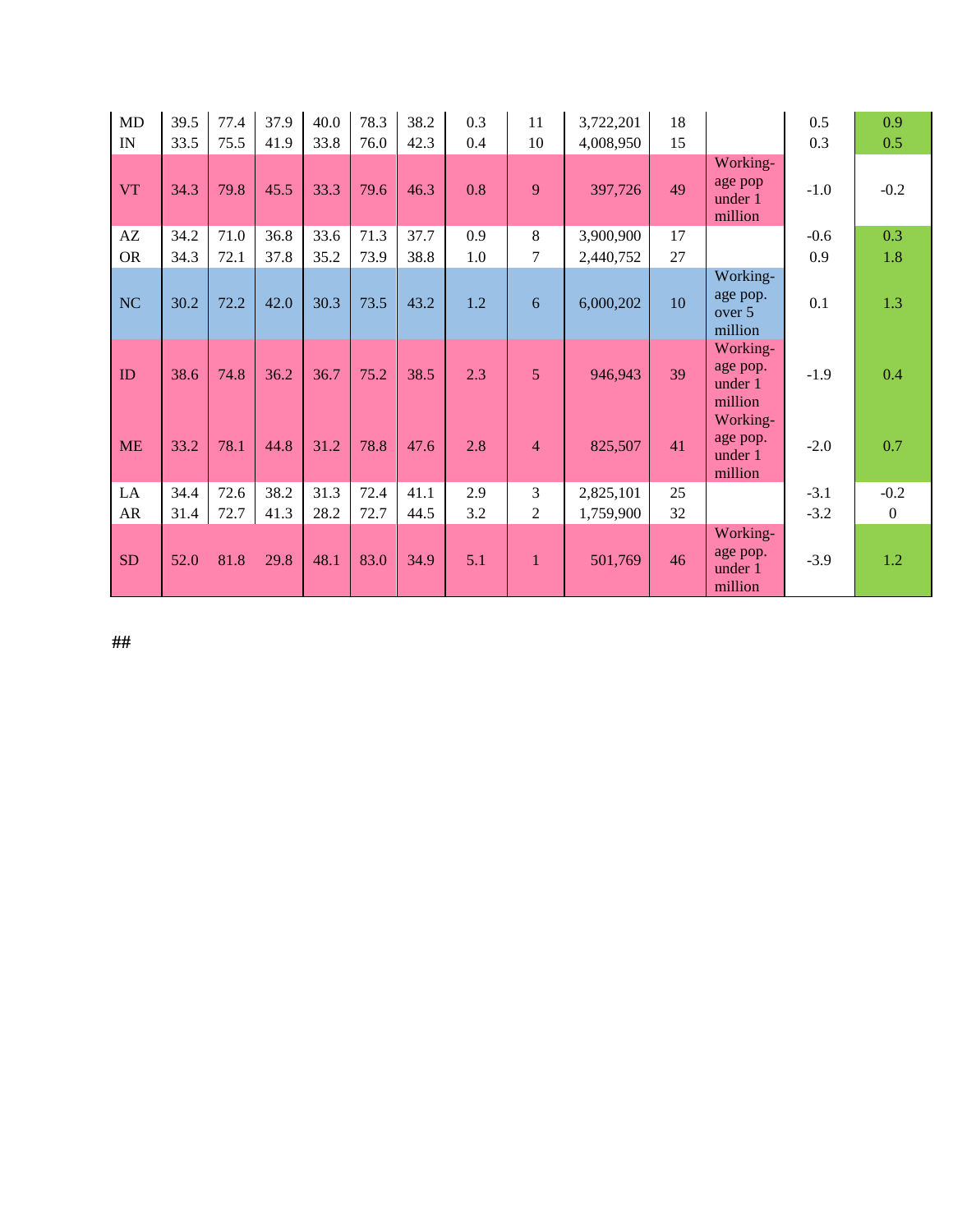| | | | | | | | | | | | | | |
|---|---|---|---|---|---|---|---|---|---|---|---|---|---|
| MD | 39.5 | 77.4 | 37.9 | 40.0 | 78.3 | 38.2 | 0.3 | 11 | 3,722,201 | 18 | | 0.5 | 0.9 |
| IN | 33.5 | 75.5 | 41.9 | 33.8 | 76.0 | 42.3 | 0.4 | 10 | 4,008,950 | 15 | | 0.3 | 0.5 |
| VT | 34.3 | 79.8 | 45.5 | 33.3 | 79.6 | 46.3 | 0.8 | 9 | 397,726 | 49 | Working-age pop under 1 million | -1.0 | -0.2 |
| AZ | 34.2 | 71.0 | 36.8 | 33.6 | 71.3 | 37.7 | 0.9 | 8 | 3,900,900 | 17 | | -0.6 | 0.3 |
| OR | 34.3 | 72.1 | 37.8 | 35.2 | 73.9 | 38.8 | 1.0 | 7 | 2,440,752 | 27 | | 0.9 | 1.8 |
| NC | 30.2 | 72.2 | 42.0 | 30.3 | 73.5 | 43.2 | 1.2 | 6 | 6,000,202 | 10 | Working-age pop. over 5 million | 0.1 | 1.3 |
| ID | 38.6 | 74.8 | 36.2 | 36.7 | 75.2 | 38.5 | 2.3 | 5 | 946,943 | 39 | Working-age pop. under 1 million | -1.9 | 0.4 |
| ME | 33.2 | 78.1 | 44.8 | 31.2 | 78.8 | 47.6 | 2.8 | 4 | 825,507 | 41 | Working-age pop. under 1 million | -2.0 | 0.7 |
| LA | 34.4 | 72.6 | 38.2 | 31.3 | 72.4 | 41.1 | 2.9 | 3 | 2,825,101 | 25 | | -3.1 | -0.2 |
| AR | 31.4 | 72.7 | 41.3 | 28.2 | 72.7 | 44.5 | 3.2 | 2 | 1,759,900 | 32 | | -3.2 | 0 |
| SD | 52.0 | 81.8 | 29.8 | 48.1 | 83.0 | 34.9 | 5.1 | 1 | 501,769 | 46 | Working-age pop. under 1 million | -3.9 | 1.2 |

##